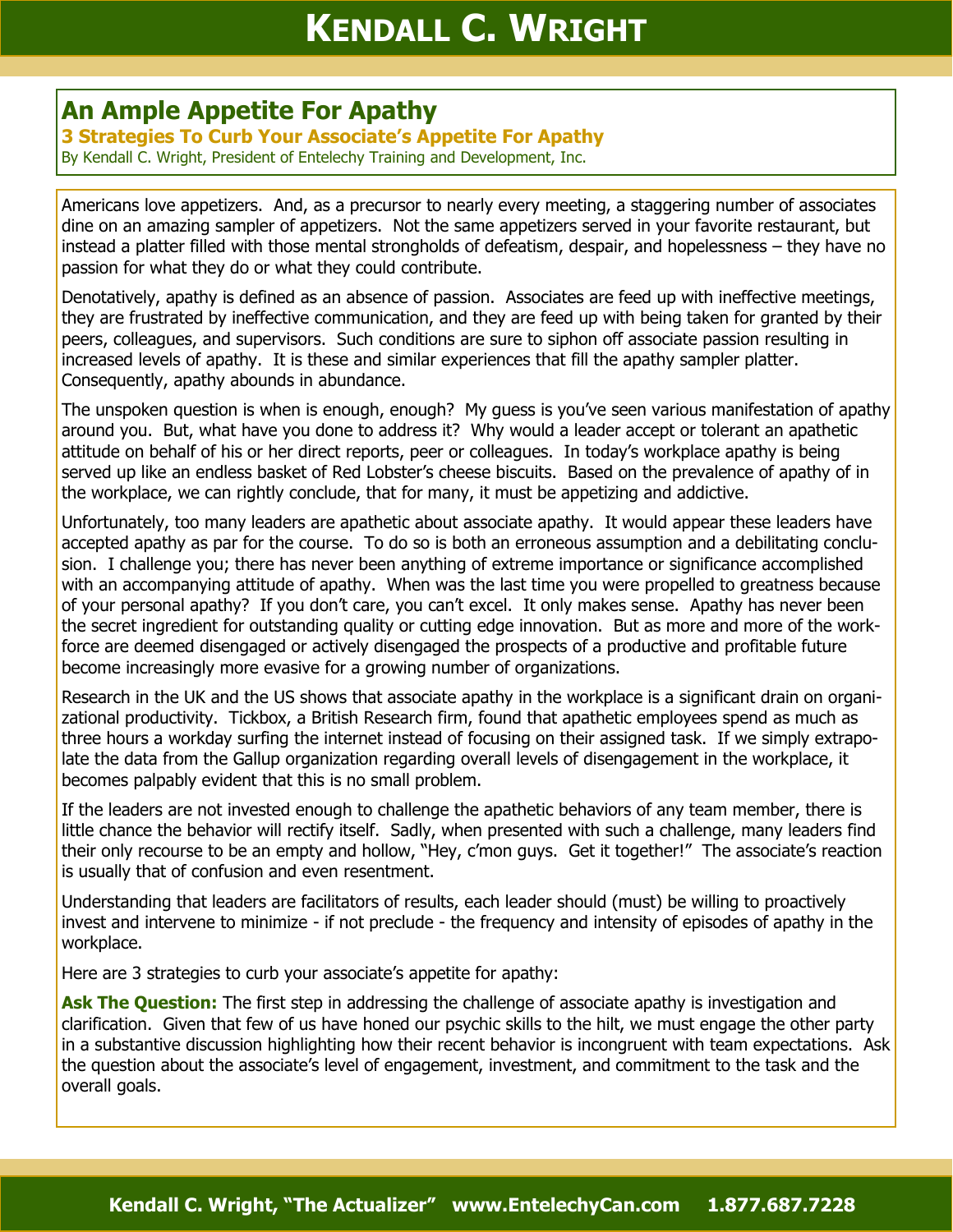# An Ample Appetite For Apathy

## 3 Strategies To Curb Your Associate's Appetite For Apathy

By Kendall C. Wright, President of Entelechy Training and Development, Inc.

Americans love appetizers. And, as a precursor to nearly every meeting, a staggering number of associates dine on an amazing sampler of appetizers. Not the same appetizers served in your favorite restaurant, but instead a platter filled with those mental strongholds of defeatism, despair, and hopelessness – they have no passion for what they do or what they could contribute.

Denotatively, apathy is defined as an absence of passion. Associates are feed up with ineffective meetings, they are frustrated by ineffective communication, and they are feed up with being taken for granted by their peers, colleagues, and supervisors. Such conditions are sure to siphon off associate passion resulting in increased levels of apathy. It is these and similar experiences that fill the apathy sampler platter. Consequently, apathy abounds in abundance.

The unspoken question is when is enough, enough? My guess is you've seen various manifestation of apathy around you. But, what have you done to address it? Why would a leader accept or tolerant an apathetic attitude on behalf of his or her direct reports, peer or colleagues. In today's workplace apathy is being served up like an endless basket of Red Lobster's cheese biscuits. Based on the prevalence of apathy of in the workplace, we can rightly conclude, that for many, it must be appetizing and addictive.

Unfortunately, too many leaders are apathetic about associate apathy. It would appear these leaders have accepted apathy as par for the course. To do so is both an erroneous assumption and a debilitating conclusion. I challenge you; there has never been anything of extreme importance or significance accomplished with an accompanying attitude of apathy. When was the last time you were propelled to greatness because of your personal apathy? If you don't care, you can't excel. It only makes sense. Apathy has never been the secret ingredient for outstanding quality or cutting edge innovation. But as more and more of the workforce are deemed disengaged or actively disengaged the prospects of a productive and profitable future become increasingly more evasive for a growing number of organizations.

Research in the UK and the US shows that associate apathy in the workplace is a significant drain on organizational productivity. Tickbox, a British Research firm, found that apathetic employees spend as much as three hours a workday surfing the internet instead of focusing on their assigned task. If we simply extrapolate the data from the Gallup organization regarding overall levels of disengagement in the workplace, it becomes palpably evident that this is no small problem.

If the leaders are not invested enough to challenge the apathetic behaviors of any team member, there is little chance the behavior will rectify itself. Sadly, when presented with such a challenge, many leaders find their only recourse to be an empty and hollow, "Hey, c'mon guys. Get it together!" The associate's reaction is usually that of confusion and even resentment.

Understanding that leaders are facilitators of results, each leader should (must) be willing to proactively invest and intervene to minimize - if not preclude - the frequency and intensity of episodes of apathy in the workplace.

Here are 3 strategies to curb your associate's appetite for apathy:

**Ask The Question:** The first step in addressing the challenge of associate apathy is investigation and clarification. Given that few of us have honed our psychic skills to the hilt, we must engage the other party in a substantive discussion highlighting how their recent behavior is incongruent with team expectations. Ask the question about the associate's level of engagement, investment, and commitment to the task and the overall goals.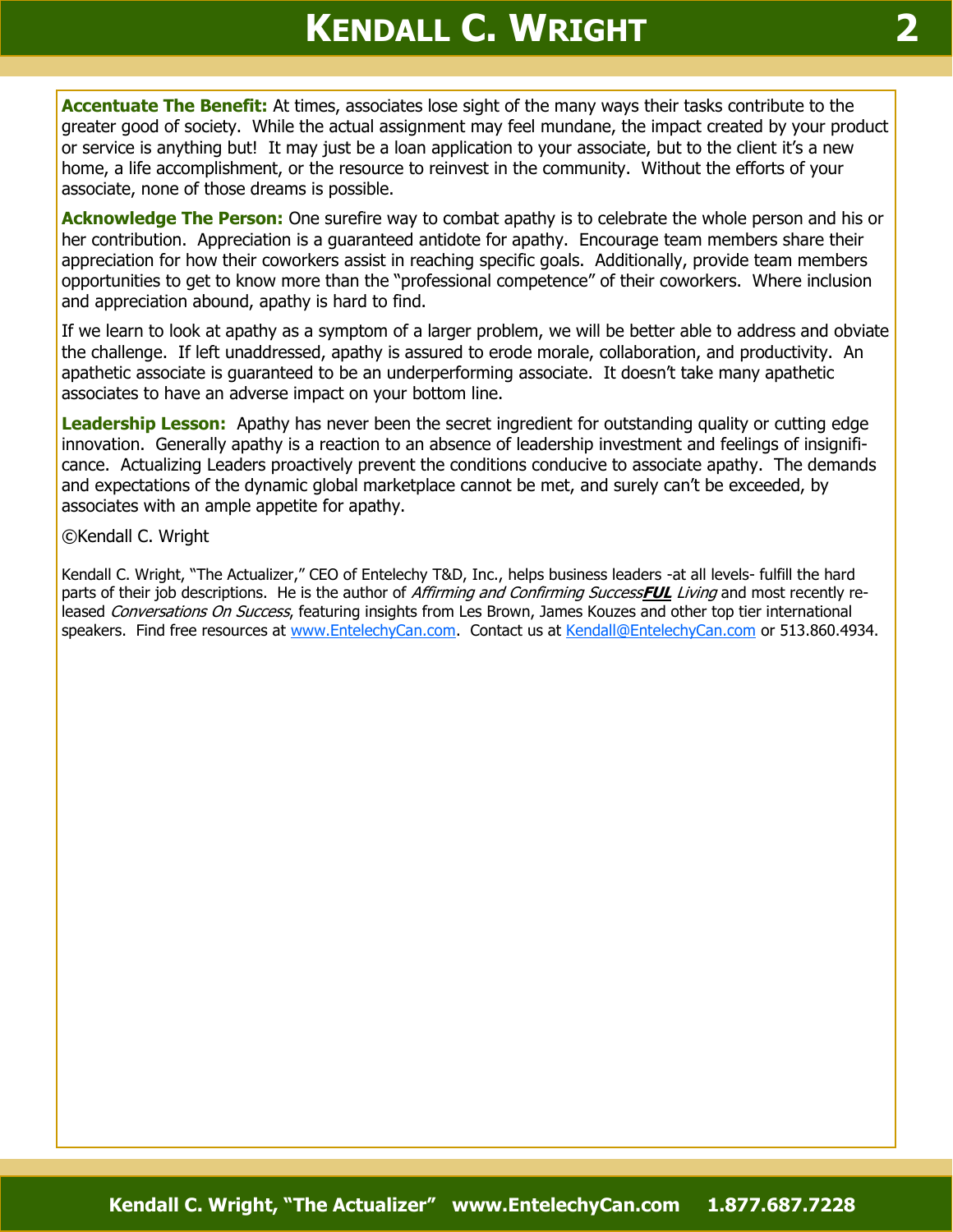**Accentuate The Benefit:** At times, associates lose sight of the many ways their tasks contribute to the greater good of society. While the actual assignment may feel mundane, the impact created by your product or service is anything but! It may just be a loan application to your associate, but to the client it's a new home, a life accomplishment, or the resource to reinvest in the community. Without the efforts of your associate, none of those dreams is possible.

**Acknowledge The Person:** One surefire way to combat apathy is to celebrate the whole person and his or her contribution. Appreciation is a guaranteed antidote for apathy. Encourage team members share their appreciation for how their coworkers assist in reaching specific goals. Additionally, provide team members opportunities to get to know more than the "professional competence" of their coworkers. Where inclusion and appreciation abound, apathy is hard to find.

If we learn to look at apathy as a symptom of a larger problem, we will be better able to address and obviate the challenge. If left unaddressed, apathy is assured to erode morale, collaboration, and productivity. An apathetic associate is guaranteed to be an underperforming associate. It doesn't take many apathetic associates to have an adverse impact on your bottom line.

**Leadership Lesson:** Apathy has never been the secret ingredient for outstanding quality or cutting edge innovation. Generally apathy is a reaction to an absence of leadership investment and feelings of insignificance. Actualizing Leaders proactively prevent the conditions conducive to associate apathy. The demands and expectations of the dynamic global marketplace cannot be met, and surely can't be exceeded, by associates with an ample appetite for apathy.

©Kendall C. Wright

Kendall C. Wright, "The Actualizer," CEO of Entelechy T&D, Inc., helps business leaders -at all levels- fulfill the hard parts of their job descriptions. He is the author of *Affirming and Confirming Success**FUL** Living* and most recently released *Conversations On Success*, featuring insights from Les Brown, James Kouzes and other top tier international speakers. Find free resources at www.EntelechyCan.com. Contact us at Kendall@EntelechyCan.com or 513.860.4934.